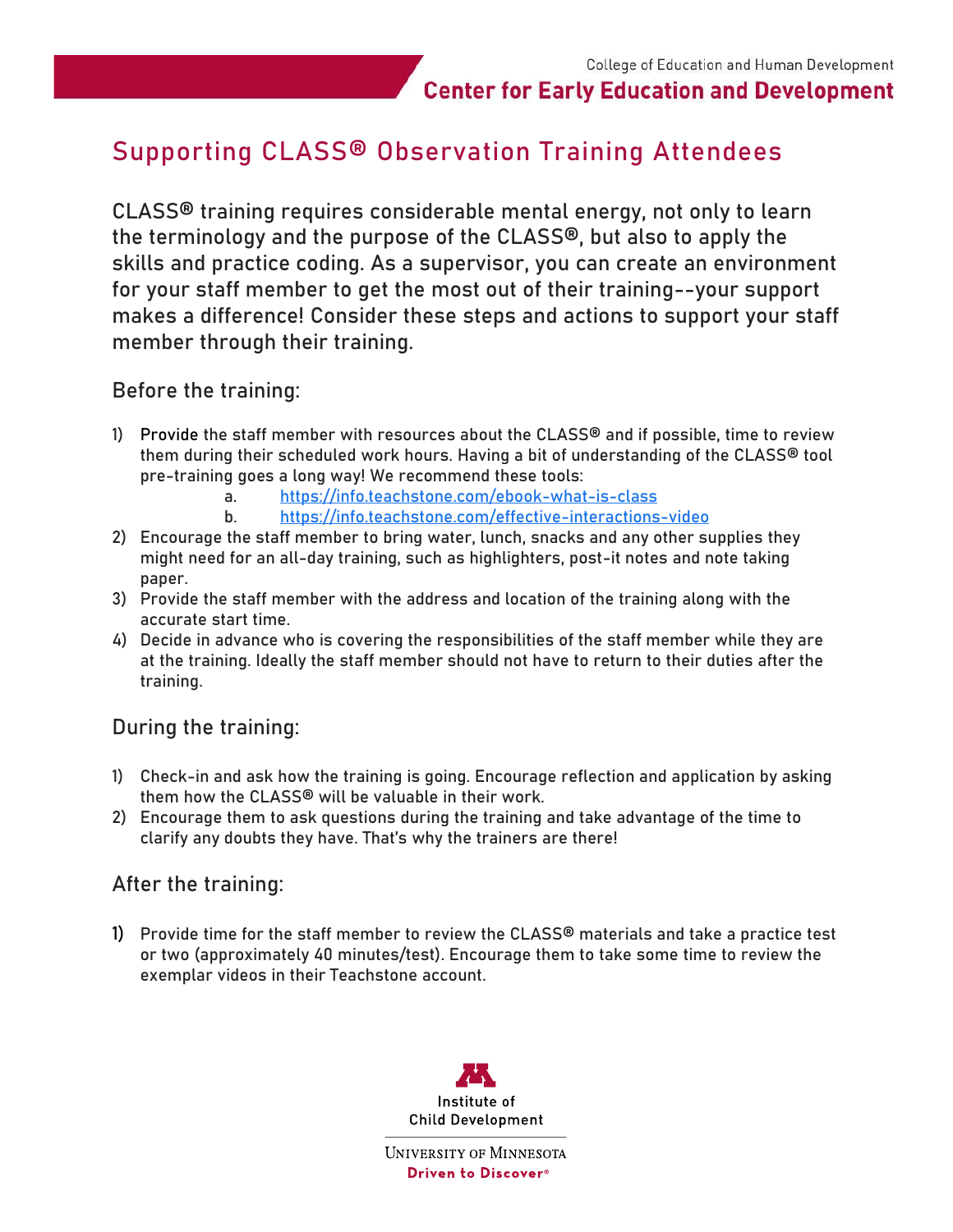College of Education and Human Development

**Center for Early Education and Development**

# Supporting CLASS® Observation Training Attendees

CLASS® training requires considerable mental energy, not only to learn the terminology and the purpose of the CLASS®, but also to apply the skills and practice coding. As a supervisor, you can create an environment for your staff member to get the most out of their training--your support makes a difference! Consider these steps and actions to support your staff member through their training.

## Before the training:

1) Provide the staff member with resources about the CLASS® and if possible, time to review them during their scheduled work hours. Having a bit of understanding of the CLASS® tool pre-training goes a long way! We recommend these tools:
   a. https://info.teachstone.com/ebook-what-is-class
   b. https://info.teachstone.com/effective-interactions-video
2) Encourage the staff member to bring water, lunch, snacks and any other supplies they might need for an all-day training, such as highlighters, post-it notes and note taking paper.
3) Provide the staff member with the address and location of the training along with the accurate start time.
4) Decide in advance who is covering the responsibilities of the staff member while they are at the training. Ideally the staff member should not have to return to their duties after the training.

## During the training:

1) Check-in and ask how the training is going. Encourage reflection and application by asking them how the CLASS® will be valuable in their work.
2) Encourage them to ask questions during the training and take advantage of the time to clarify any doubts they have. That's why the trainers are there!

## After the training:

1) Provide time for the staff member to review the CLASS® materials and take a practice test or two (approximately 40 minutes/test). Encourage them to take some time to review the exemplar videos in their Teachstone account.

Institute of Child Development

University of Minnesota

Driven to Discover®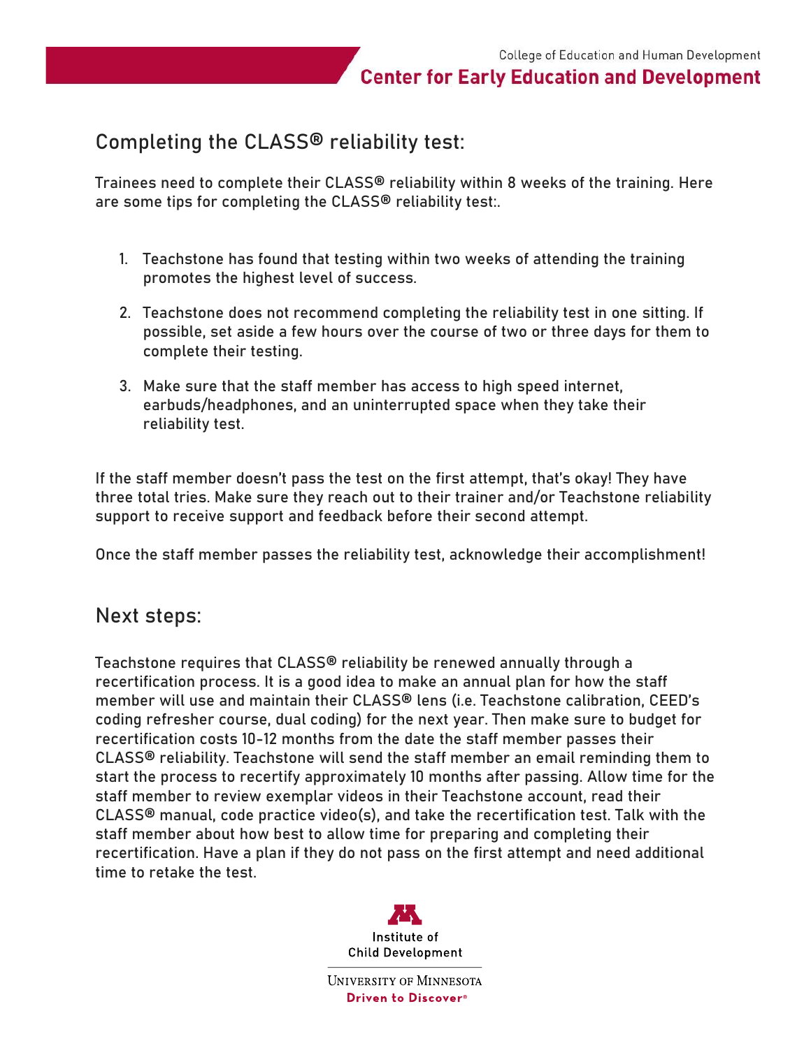## Completing the CLASS® reliability test:

Trainees need to complete their CLASS® reliability within 8 weeks of the training. Here are some tips for completing the CLASS® reliability test:.

1. Teachstone has found that testing within two weeks of attending the training promotes the highest level of success.
2. Teachstone does not recommend completing the reliability test in one sitting. If possible, set aside a few hours over the course of two or three days for them to complete their testing.
3. Make sure that the staff member has access to high speed internet, earbuds/headphones, and an uninterrupted space when they take their reliability test.

If the staff member doesn't pass the test on the first attempt, that's okay! They have three total tries. Make sure they reach out to their trainer and/or Teachstone reliability support to receive support and feedback before their second attempt.

Once the staff member passes the reliability test, acknowledge their accomplishment!

## Next steps:

Teachstone requires that CLASS® reliability be renewed annually through a recertification process. It is a good idea to make an annual plan for how the staff member will use and maintain their CLASS® lens (i.e. Teachstone calibration, CEED's coding refresher course, dual coding) for the next year. Then make sure to budget for recertification costs 10-12 months from the date the staff member passes their CLASS® reliability. Teachstone will send the staff member an email reminding them to start the process to recertify approximately 10 months after passing. Allow time for the staff member to review exemplar videos in their Teachstone account, read their CLASS® manual, code practice video(s), and take the recertification test. Talk with the staff member about how best to allow time for preparing and completing their recertification. Have a plan if they do not pass on the first attempt and need additional time to retake the test.